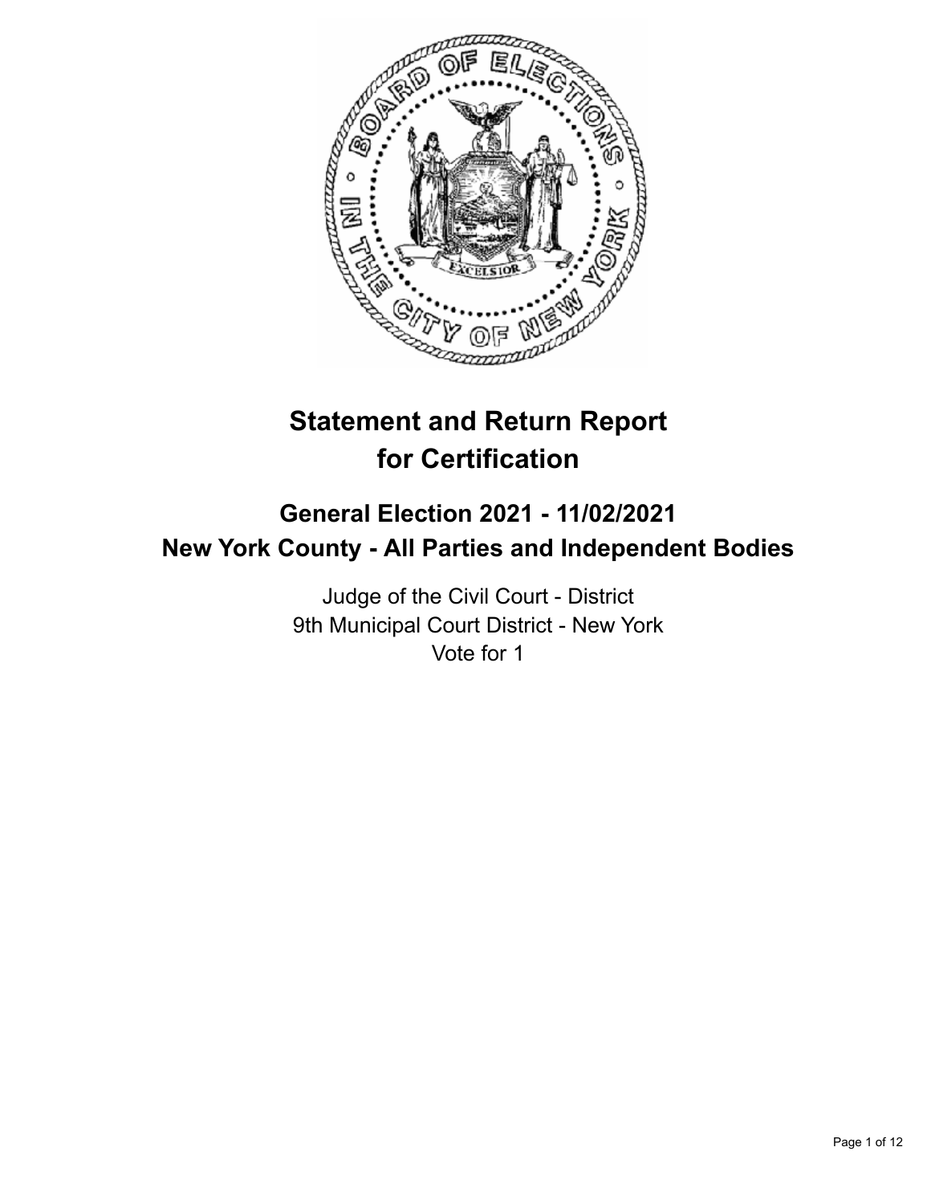# Statement and Return Report for Certification

## General Election 2021 - 11/02/2021
## New York County - All Parties and Independent Bodies

Judge of the Civil Court - District
9th Municipal Court District - New York
Vote for 1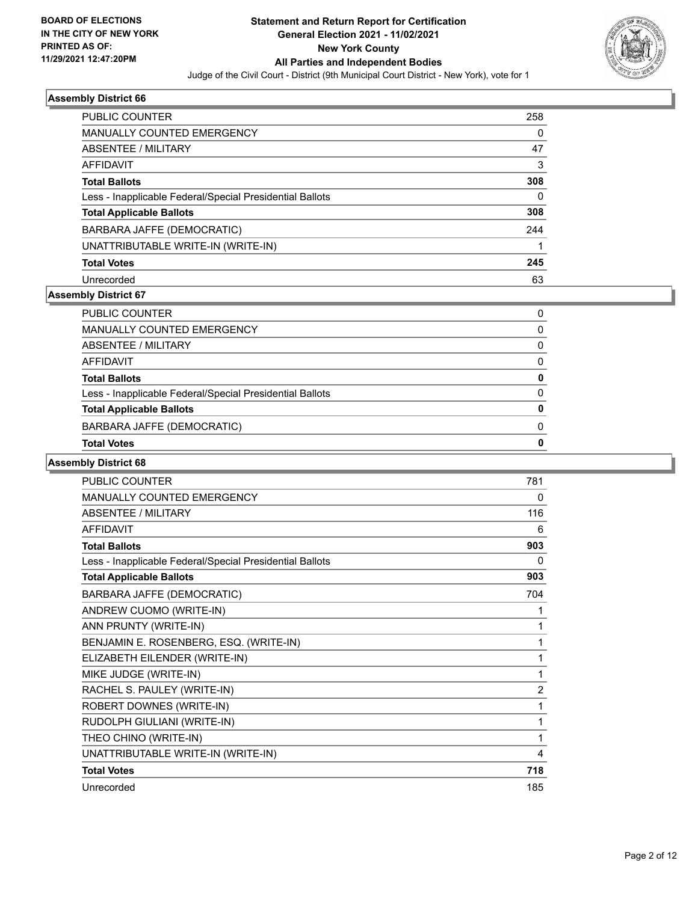BOARD OF ELECTIONS IN THE CITY OF NEW YORK PRINTED AS OF: 11/29/2021 12:47:20PM

**Statement and Return Report for Certification General Election 2021 - 11/02/2021 New York County All Parties and Independent Bodies**

Judge of the Civil Court - District (9th Municipal Court District - New York), vote for 1

### Assembly District 66

| | |
|---|---|
| PUBLIC COUNTER | 258 |
| MANUALLY COUNTED EMERGENCY | 0 |
| ABSENTEE / MILITARY | 47 |
| AFFIDAVIT | 3 |
| **Total Ballots** | **308** |
| Less - Inapplicable Federal/Special Presidential Ballots | 0 |
| **Total Applicable Ballots** | **308** |
| BARBARA JAFFE (DEMOCRATIC) | 244 |
| UNATTRIBUTABLE WRITE-IN (WRITE-IN) | 1 |
| **Total Votes** | **245** |
| Unrecorded | 63 |

### Assembly District 67

| | |
|---|---|
| PUBLIC COUNTER | 0 |
| MANUALLY COUNTED EMERGENCY | 0 |
| ABSENTEE / MILITARY | 0 |
| AFFIDAVIT | 0 |
| **Total Ballots** | **0** |
| Less - Inapplicable Federal/Special Presidential Ballots | 0 |
| **Total Applicable Ballots** | **0** |
| BARBARA JAFFE (DEMOCRATIC) | 0 |
| **Total Votes** | **0** |

### Assembly District 68

| | |
|---|---|
| PUBLIC COUNTER | 781 |
| MANUALLY COUNTED EMERGENCY | 0 |
| ABSENTEE / MILITARY | 116 |
| AFFIDAVIT | 6 |
| **Total Ballots** | **903** |
| Less - Inapplicable Federal/Special Presidential Ballots | 0 |
| **Total Applicable Ballots** | **903** |
| BARBARA JAFFE (DEMOCRATIC) | 704 |
| ANDREW CUOMO (WRITE-IN) | 1 |
| ANN PRUNTY (WRITE-IN) | 1 |
| BENJAMIN E. ROSENBERG, ESQ. (WRITE-IN) | 1 |
| ELIZABETH EILENDER (WRITE-IN) | 1 |
| MIKE JUDGE (WRITE-IN) | 1 |
| RACHEL S. PAULEY (WRITE-IN) | 2 |
| ROBERT DOWNES (WRITE-IN) | 1 |
| RUDOLPH GIULIANI (WRITE-IN) | 1 |
| THEO CHINO (WRITE-IN) | 1 |
| UNATTRIBUTABLE WRITE-IN (WRITE-IN) | 4 |
| **Total Votes** | **718** |
| Unrecorded | 185 |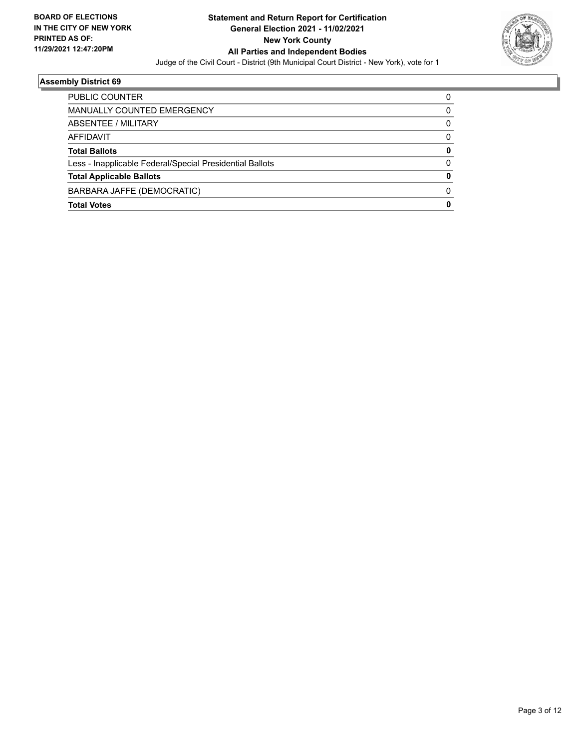**BOARD OF ELECTIONS IN THE CITY OF NEW YORK PRINTED AS OF: 11/29/2021 12:47:20PM**

**Statement and Return Report for Certification**
**General Election 2021 - 11/02/2021**
**New York County**
**All Parties and Independent Bodies**

Judge of the Civil Court - District (9th Municipal Court District - New York), vote for 1

### Assembly District 69

| | |
|---|---|
| PUBLIC COUNTER | 0 |
| MANUALLY COUNTED EMERGENCY | 0 |
| ABSENTEE / MILITARY | 0 |
| AFFIDAVIT | 0 |
| **Total Ballots** | **0** |
| Less - Inapplicable Federal/Special Presidential Ballots | 0 |
| **Total Applicable Ballots** | **0** |
| BARBARA JAFFE (DEMOCRATIC) | 0 |
| **Total Votes** | **0** |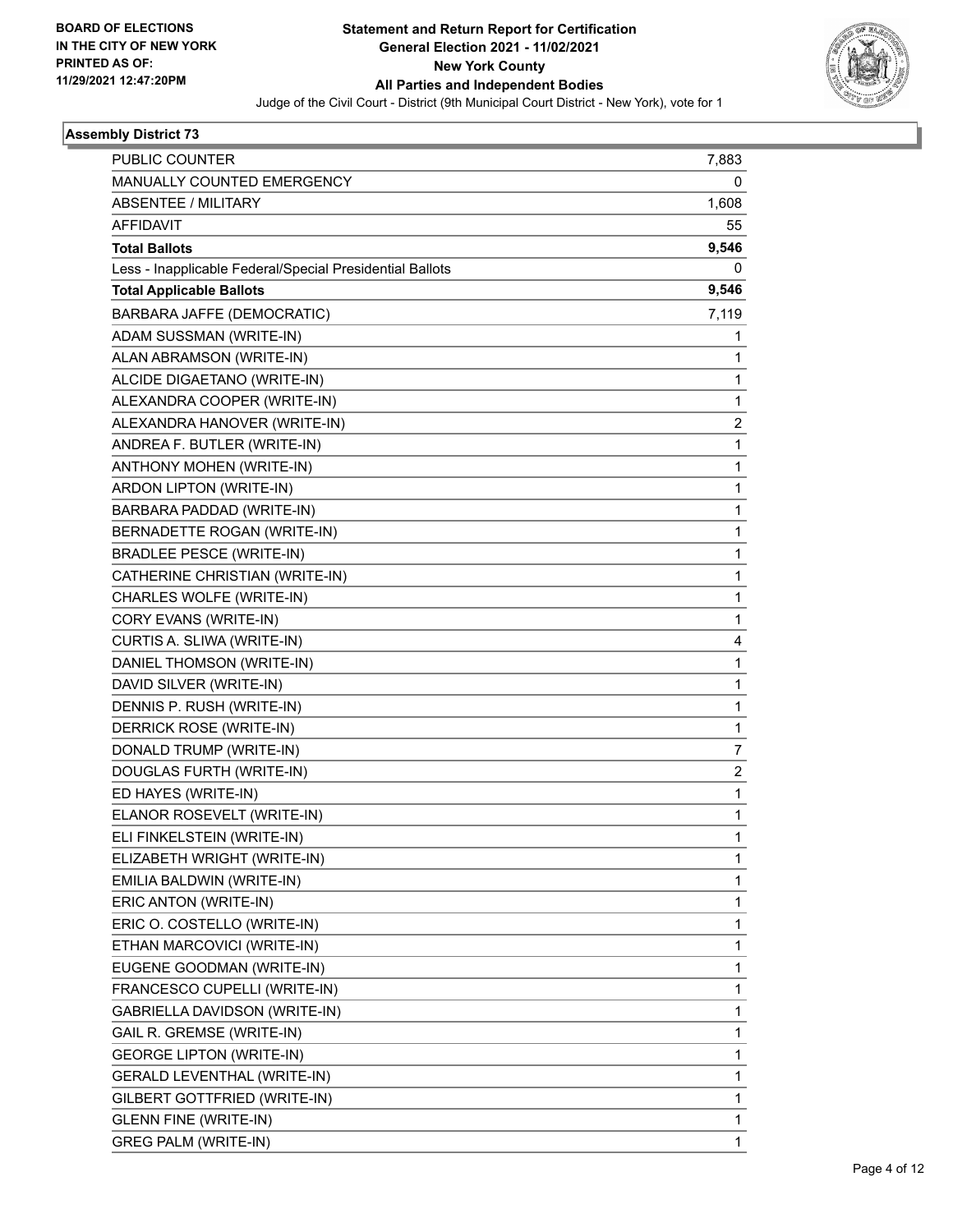**BOARD OF ELECTIONS IN THE CITY OF NEW YORK PRINTED AS OF: 11/29/2021 12:47:20PM**

# Statement and Return Report for Certification
## General Election 2021 - 11/02/2021
## New York County
## All Parties and Independent Bodies
Judge of the Civil Court - District (9th Municipal Court District - New York), vote for 1

### Assembly District 73

| | |
|---|---|
| PUBLIC COUNTER | 7,883 |
| MANUALLY COUNTED EMERGENCY | 0 |
| ABSENTEE / MILITARY | 1,608 |
| AFFIDAVIT | 55 |
| **Total Ballots** | **9,546** |
| Less - Inapplicable Federal/Special Presidential Ballots | 0 |
| **Total Applicable Ballots** | **9,546** |
| BARBARA JAFFE (DEMOCRATIC) | 7,119 |
| ADAM SUSSMAN (WRITE-IN) | 1 |
| ALAN ABRAMSON (WRITE-IN) | 1 |
| ALCIDE DIGAETANO (WRITE-IN) | 1 |
| ALEXANDRA COOPER (WRITE-IN) | 1 |
| ALEXANDRA HANOVER (WRITE-IN) | 2 |
| ANDREA F. BUTLER (WRITE-IN) | 1 |
| ANTHONY MOHEN (WRITE-IN) | 1 |
| ARDON LIPTON (WRITE-IN) | 1 |
| BARBARA PADDAD (WRITE-IN) | 1 |
| BERNADETTE ROGAN (WRITE-IN) | 1 |
| BRADLEE PESCE (WRITE-IN) | 1 |
| CATHERINE CHRISTIAN (WRITE-IN) | 1 |
| CHARLES WOLFE (WRITE-IN) | 1 |
| CORY EVANS (WRITE-IN) | 1 |
| CURTIS A. SLIWA (WRITE-IN) | 4 |
| DANIEL THOMSON (WRITE-IN) | 1 |
| DAVID SILVER (WRITE-IN) | 1 |
| DENNIS P. RUSH (WRITE-IN) | 1 |
| DERRICK ROSE (WRITE-IN) | 1 |
| DONALD TRUMP (WRITE-IN) | 7 |
| DOUGLAS FURTH (WRITE-IN) | 2 |
| ED HAYES (WRITE-IN) | 1 |
| ELANOR ROSEVELT (WRITE-IN) | 1 |
| ELI FINKELSTEIN (WRITE-IN) | 1 |
| ELIZABETH WRIGHT (WRITE-IN) | 1 |
| EMILIA BALDWIN (WRITE-IN) | 1 |
| ERIC ANTON (WRITE-IN) | 1 |
| ERIC O. COSTELLO (WRITE-IN) | 1 |
| ETHAN MARCOVICI (WRITE-IN) | 1 |
| EUGENE GOODMAN (WRITE-IN) | 1 |
| FRANCESCO CUPELLI (WRITE-IN) | 1 |
| GABRIELLA DAVIDSON (WRITE-IN) | 1 |
| GAIL R. GREMSE (WRITE-IN) | 1 |
| GEORGE LIPTON (WRITE-IN) | 1 |
| GERALD LEVENTHAL (WRITE-IN) | 1 |
| GILBERT GOTTFRIED (WRITE-IN) | 1 |
| GLENN FINE (WRITE-IN) | 1 |
| GREG PALM (WRITE-IN) | 1 |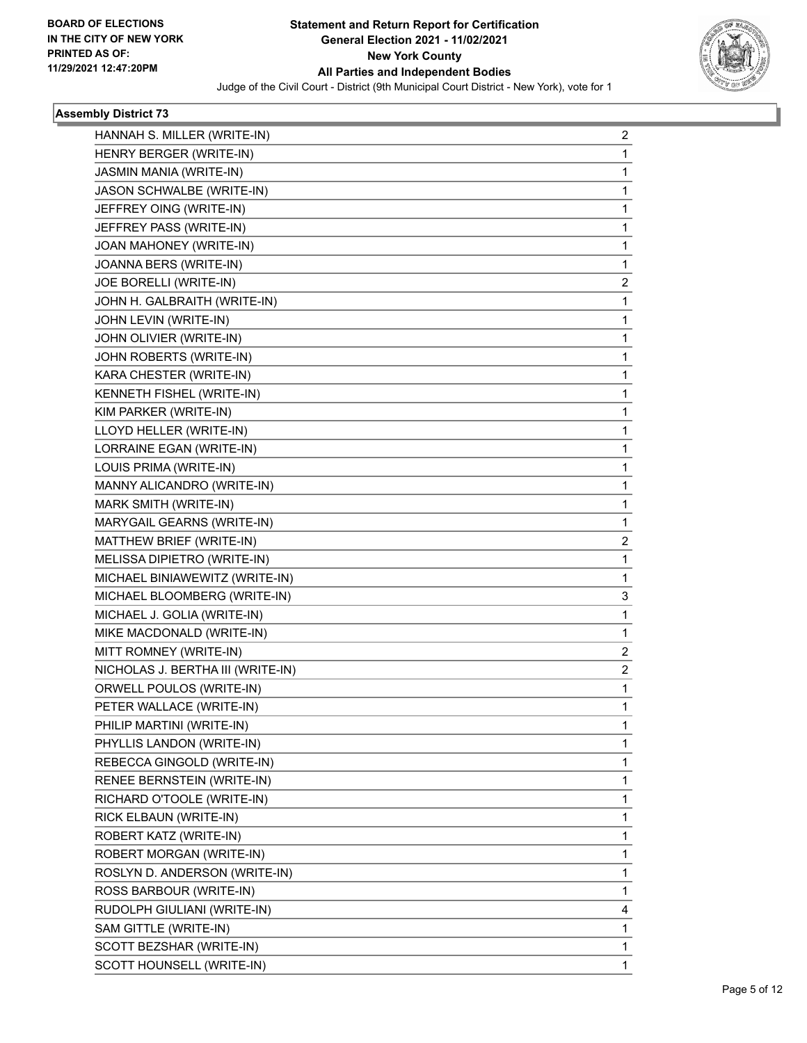**BOARD OF ELECTIONS IN THE CITY OF NEW YORK PRINTED AS OF: 11/29/2021 12:47:20PM**

# Statement and Return Report for Certification
## General Election 2021 - 11/02/2021
## New York County
## All Parties and Independent Bodies

Judge of the Civil Court - District (9th Municipal Court District - New York), vote for 1

### Assembly District 73

| Candidate | Votes |
|---|---|
| HANNAH S. MILLER (WRITE-IN) | 2 |
| HENRY BERGER (WRITE-IN) | 1 |
| JASMIN MANIA (WRITE-IN) | 1 |
| JASON SCHWALBE (WRITE-IN) | 1 |
| JEFFREY OING (WRITE-IN) | 1 |
| JEFFREY PASS (WRITE-IN) | 1 |
| JOAN MAHONEY (WRITE-IN) | 1 |
| JOANNA BERS (WRITE-IN) | 1 |
| JOE BORELLI (WRITE-IN) | 2 |
| JOHN H. GALBRAITH (WRITE-IN) | 1 |
| JOHN LEVIN (WRITE-IN) | 1 |
| JOHN OLIVIER (WRITE-IN) | 1 |
| JOHN ROBERTS (WRITE-IN) | 1 |
| KARA CHESTER (WRITE-IN) | 1 |
| KENNETH FISHEL (WRITE-IN) | 1 |
| KIM PARKER (WRITE-IN) | 1 |
| LLOYD HELLER (WRITE-IN) | 1 |
| LORRAINE EGAN (WRITE-IN) | 1 |
| LOUIS PRIMA (WRITE-IN) | 1 |
| MANNY ALICANDRO (WRITE-IN) | 1 |
| MARK SMITH (WRITE-IN) | 1 |
| MARYGAIL GEARNS (WRITE-IN) | 1 |
| MATTHEW BRIEF (WRITE-IN) | 2 |
| MELISSA DIPIETRO (WRITE-IN) | 1 |
| MICHAEL BINIAWEWITZ (WRITE-IN) | 1 |
| MICHAEL BLOOMBERG (WRITE-IN) | 3 |
| MICHAEL J. GOLIA (WRITE-IN) | 1 |
| MIKE MACDONALD (WRITE-IN) | 1 |
| MITT ROMNEY (WRITE-IN) | 2 |
| NICHOLAS J. BERTHA III (WRITE-IN) | 2 |
| ORWELL POULOS (WRITE-IN) | 1 |
| PETER WALLACE (WRITE-IN) | 1 |
| PHILIP MARTINI (WRITE-IN) | 1 |
| PHYLLIS LANDON (WRITE-IN) | 1 |
| REBECCA GINGOLD (WRITE-IN) | 1 |
| RENEE BERNSTEIN (WRITE-IN) | 1 |
| RICHARD O'TOOLE (WRITE-IN) | 1 |
| RICK ELBAUN (WRITE-IN) | 1 |
| ROBERT KATZ (WRITE-IN) | 1 |
| ROBERT MORGAN (WRITE-IN) | 1 |
| ROSLYN D. ANDERSON (WRITE-IN) | 1 |
| ROSS BARBOUR (WRITE-IN) | 1 |
| RUDOLPH GIULIANI (WRITE-IN) | 4 |
| SAM GITTLE (WRITE-IN) | 1 |
| SCOTT BEZSHAR (WRITE-IN) | 1 |
| SCOTT HOUNSELL (WRITE-IN) | 1 |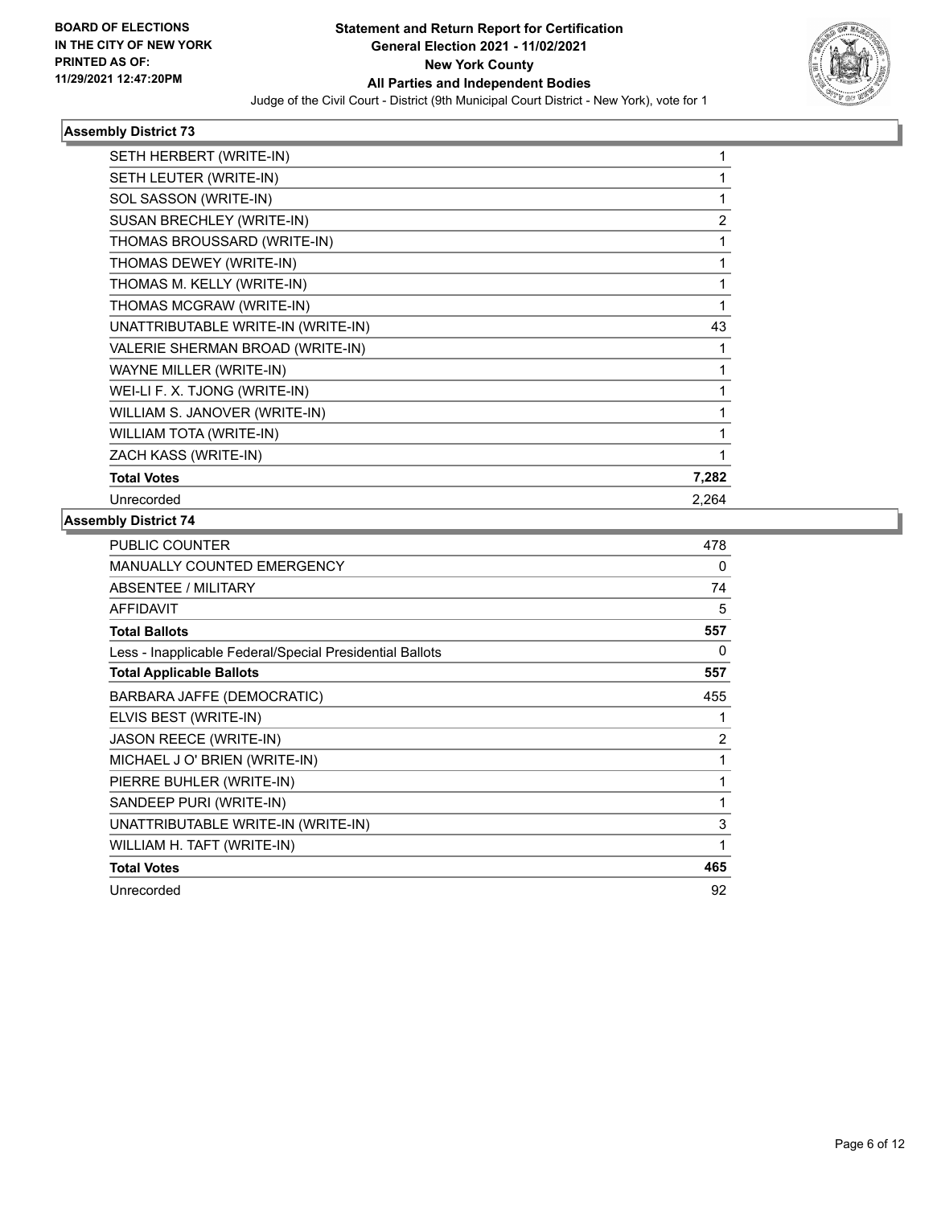**BOARD OF ELECTIONS IN THE CITY OF NEW YORK PRINTED AS OF: 11/29/2021 12:47:20PM**

**Statement and Return Report for Certification General Election 2021 - 11/02/2021 New York County All Parties and Independent Bodies**

Judge of the Civil Court - District (9th Municipal Court District - New York), vote for 1

### Assembly District 73

| | |
|---|---|
| SETH HERBERT (WRITE-IN) | 1 |
| SETH LEUTER (WRITE-IN) | 1 |
| SOL SASSON (WRITE-IN) | 1 |
| SUSAN BRECHLEY (WRITE-IN) | 2 |
| THOMAS BROUSSARD (WRITE-IN) | 1 |
| THOMAS DEWEY (WRITE-IN) | 1 |
| THOMAS M. KELLY (WRITE-IN) | 1 |
| THOMAS MCGRAW (WRITE-IN) | 1 |
| UNATTRIBUTABLE WRITE-IN (WRITE-IN) | 43 |
| VALERIE SHERMAN BROAD (WRITE-IN) | 1 |
| WAYNE MILLER (WRITE-IN) | 1 |
| WEI-LI F. X. TJONG (WRITE-IN) | 1 |
| WILLIAM S. JANOVER (WRITE-IN) | 1 |
| WILLIAM TOTA (WRITE-IN) | 1 |
| ZACH KASS (WRITE-IN) | 1 |
| **Total Votes** | **7,282** |
| Unrecorded | 2,264 |

### Assembly District 74

| | |
|---|---|
| PUBLIC COUNTER | 478 |
| MANUALLY COUNTED EMERGENCY | 0 |
| ABSENTEE / MILITARY | 74 |
| AFFIDAVIT | 5 |
| **Total Ballots** | **557** |
| Less - Inapplicable Federal/Special Presidential Ballots | 0 |
| **Total Applicable Ballots** | **557** |
| BARBARA JAFFE (DEMOCRATIC) | 455 |
| ELVIS BEST (WRITE-IN) | 1 |
| JASON REECE (WRITE-IN) | 2 |
| MICHAEL J O' BRIEN (WRITE-IN) | 1 |
| PIERRE BUHLER (WRITE-IN) | 1 |
| SANDEEP PURI (WRITE-IN) | 1 |
| UNATTRIBUTABLE WRITE-IN (WRITE-IN) | 3 |
| WILLIAM H. TAFT (WRITE-IN) | 1 |
| **Total Votes** | **465** |
| Unrecorded | 92 |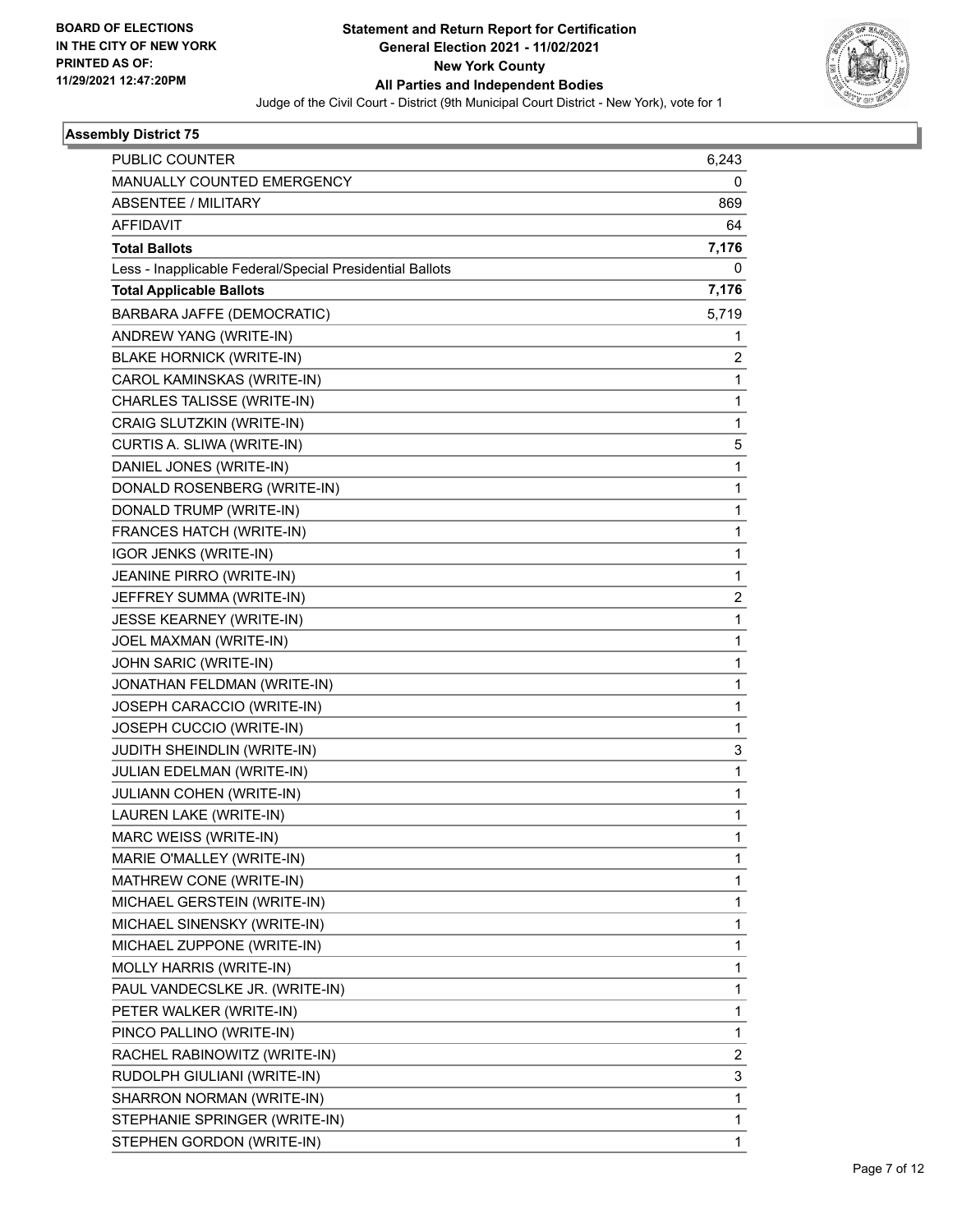**BOARD OF ELECTIONS IN THE CITY OF NEW YORK PRINTED AS OF: 11/29/2021 12:47:20PM**

# Statement and Return Report for Certification
## General Election 2021 - 11/02/2021
## New York County
## All Parties and Independent Bodies

Judge of the Civil Court - District (9th Municipal Court District - New York), vote for 1

### Assembly District 75

| | |
|---|---|
| PUBLIC COUNTER | 6,243 |
| MANUALLY COUNTED EMERGENCY | 0 |
| ABSENTEE / MILITARY | 869 |
| AFFIDAVIT | 64 |
| **Total Ballots** | **7,176** |
| Less - Inapplicable Federal/Special Presidential Ballots | 0 |
| **Total Applicable Ballots** | **7,176** |
| BARBARA JAFFE (DEMOCRATIC) | 5,719 |
| ANDREW YANG (WRITE-IN) | 1 |
| BLAKE HORNICK (WRITE-IN) | 2 |
| CAROL KAMINSKAS (WRITE-IN) | 1 |
| CHARLES TALISSE (WRITE-IN) | 1 |
| CRAIG SLUTZKIN (WRITE-IN) | 1 |
| CURTIS A. SLIWA (WRITE-IN) | 5 |
| DANIEL JONES (WRITE-IN) | 1 |
| DONALD ROSENBERG (WRITE-IN) | 1 |
| DONALD TRUMP (WRITE-IN) | 1 |
| FRANCES HATCH (WRITE-IN) | 1 |
| IGOR JENKS (WRITE-IN) | 1 |
| JEANINE PIRRO (WRITE-IN) | 1 |
| JEFFREY SUMMA (WRITE-IN) | 2 |
| JESSE KEARNEY (WRITE-IN) | 1 |
| JOEL MAXMAN (WRITE-IN) | 1 |
| JOHN SARIC (WRITE-IN) | 1 |
| JONATHAN FELDMAN (WRITE-IN) | 1 |
| JOSEPH CARACCIO (WRITE-IN) | 1 |
| JOSEPH CUCCIO (WRITE-IN) | 1 |
| JUDITH SHEINDLIN (WRITE-IN) | 3 |
| JULIAN EDELMAN (WRITE-IN) | 1 |
| JULIANN COHEN (WRITE-IN) | 1 |
| LAUREN LAKE (WRITE-IN) | 1 |
| MARC WEISS (WRITE-IN) | 1 |
| MARIE O'MALLEY (WRITE-IN) | 1 |
| MATHREW CONE (WRITE-IN) | 1 |
| MICHAEL GERSTEIN (WRITE-IN) | 1 |
| MICHAEL SINENSKY (WRITE-IN) | 1 |
| MICHAEL ZUPPONE (WRITE-IN) | 1 |
| MOLLY HARRIS (WRITE-IN) | 1 |
| PAUL VANDECSLKE JR. (WRITE-IN) | 1 |
| PETER WALKER (WRITE-IN) | 1 |
| PINCO PALLINO (WRITE-IN) | 1 |
| RACHEL RABINOWITZ (WRITE-IN) | 2 |
| RUDOLPH GIULIANI (WRITE-IN) | 3 |
| SHARRON NORMAN (WRITE-IN) | 1 |
| STEPHANIE SPRINGER (WRITE-IN) | 1 |
| STEPHEN GORDON (WRITE-IN) | 1 |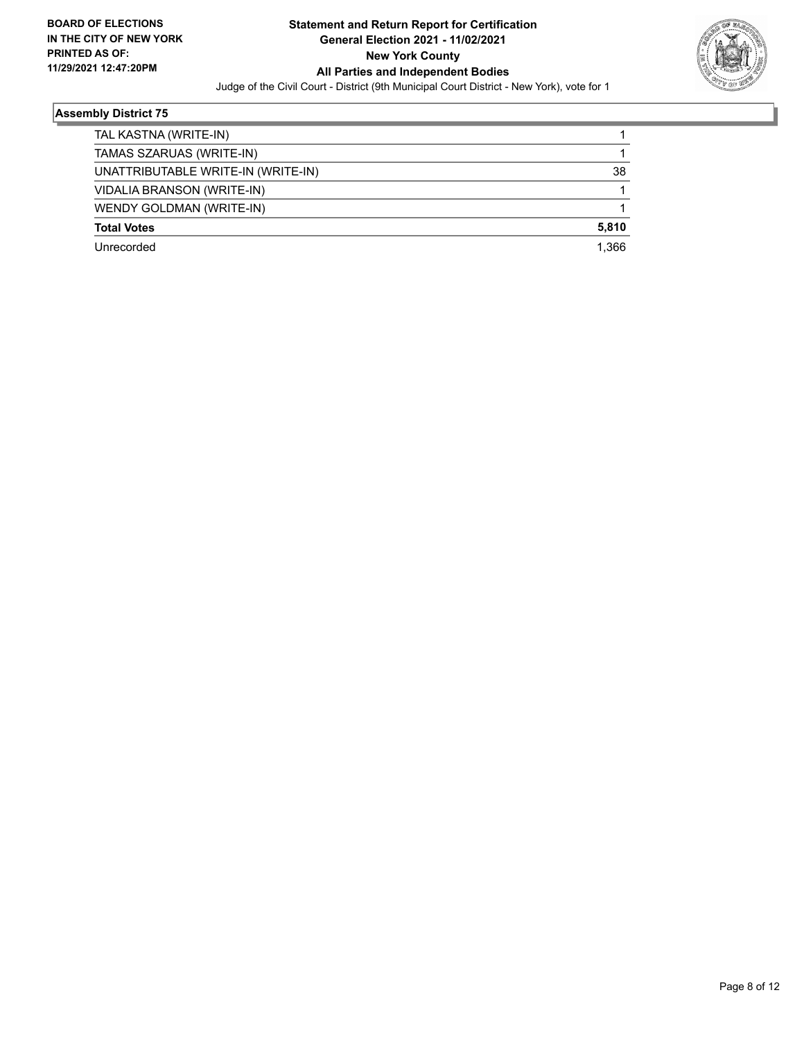**BOARD OF ELECTIONS IN THE CITY OF NEW YORK PRINTED AS OF: 11/29/2021 12:47:20PM**

**Statement and Return Report for Certification**
**General Election 2021 - 11/02/2021**
**New York County**
**All Parties and Independent Bodies**
Judge of the Civil Court - District (9th Municipal Court District - New York), vote for 1

### Assembly District 75

| | |
|---|---|
| TAL KASTNA (WRITE-IN) | 1 |
| TAMAS SZARUAS (WRITE-IN) | 1 |
| UNATTRIBUTABLE WRITE-IN (WRITE-IN) | 38 |
| VIDALIA BRANSON (WRITE-IN) | 1 |
| WENDY GOLDMAN (WRITE-IN) | 1 |
| **Total Votes** | **5,810** |
| Unrecorded | 1,366 |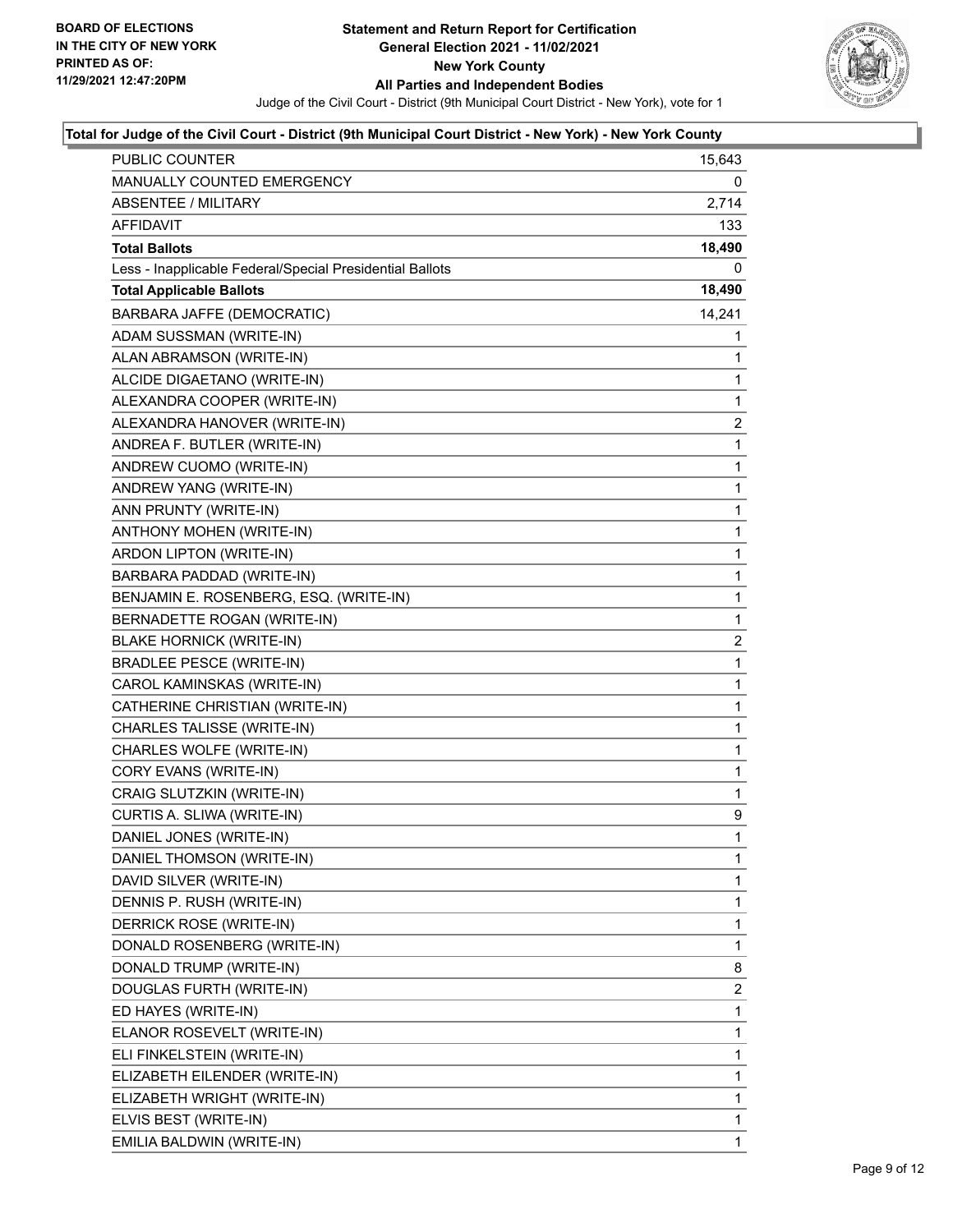**BOARD OF ELECTIONS IN THE CITY OF NEW YORK PRINTED AS OF: 11/29/2021 12:47:20PM**

**Statement and Return Report for Certification General Election 2021 - 11/02/2021 New York County All Parties and Independent Bodies**

Judge of the Civil Court - District (9th Municipal Court District - New York), vote for 1

**Total for Judge of the Civil Court - District (9th Municipal Court District - New York) - New York County**

| | |
|---|---|
| PUBLIC COUNTER | 15,643 |
| MANUALLY COUNTED EMERGENCY | 0 |
| ABSENTEE / MILITARY | 2,714 |
| AFFIDAVIT | 133 |
| **Total Ballots** | **18,490** |
| Less - Inapplicable Federal/Special Presidential Ballots | 0 |
| **Total Applicable Ballots** | **18,490** |
| BARBARA JAFFE (DEMOCRATIC) | 14,241 |
| ADAM SUSSMAN (WRITE-IN) | 1 |
| ALAN ABRAMSON (WRITE-IN) | 1 |
| ALCIDE DIGAETANO (WRITE-IN) | 1 |
| ALEXANDRA COOPER (WRITE-IN) | 1 |
| ALEXANDRA HANOVER (WRITE-IN) | 2 |
| ANDREA F. BUTLER (WRITE-IN) | 1 |
| ANDREW CUOMO (WRITE-IN) | 1 |
| ANDREW YANG (WRITE-IN) | 1 |
| ANN PRUNTY (WRITE-IN) | 1 |
| ANTHONY MOHEN (WRITE-IN) | 1 |
| ARDON LIPTON (WRITE-IN) | 1 |
| BARBARA PADDAD (WRITE-IN) | 1 |
| BENJAMIN E. ROSENBERG, ESQ. (WRITE-IN) | 1 |
| BERNADETTE ROGAN (WRITE-IN) | 1 |
| BLAKE HORNICK (WRITE-IN) | 2 |
| BRADLEE PESCE (WRITE-IN) | 1 |
| CAROL KAMINSKAS (WRITE-IN) | 1 |
| CATHERINE CHRISTIAN (WRITE-IN) | 1 |
| CHARLES TALISSE (WRITE-IN) | 1 |
| CHARLES WOLFE (WRITE-IN) | 1 |
| CORY EVANS (WRITE-IN) | 1 |
| CRAIG SLUTZKIN (WRITE-IN) | 1 |
| CURTIS A. SLIWA (WRITE-IN) | 9 |
| DANIEL JONES (WRITE-IN) | 1 |
| DANIEL THOMSON (WRITE-IN) | 1 |
| DAVID SILVER (WRITE-IN) | 1 |
| DENNIS P. RUSH (WRITE-IN) | 1 |
| DERRICK ROSE (WRITE-IN) | 1 |
| DONALD ROSENBERG (WRITE-IN) | 1 |
| DONALD TRUMP (WRITE-IN) | 8 |
| DOUGLAS FURTH (WRITE-IN) | 2 |
| ED HAYES (WRITE-IN) | 1 |
| ELANOR ROSEVELT (WRITE-IN) | 1 |
| ELI FINKELSTEIN (WRITE-IN) | 1 |
| ELIZABETH EILENDER (WRITE-IN) | 1 |
| ELIZABETH WRIGHT (WRITE-IN) | 1 |
| ELVIS BEST (WRITE-IN) | 1 |
| EMILIA BALDWIN (WRITE-IN) | 1 |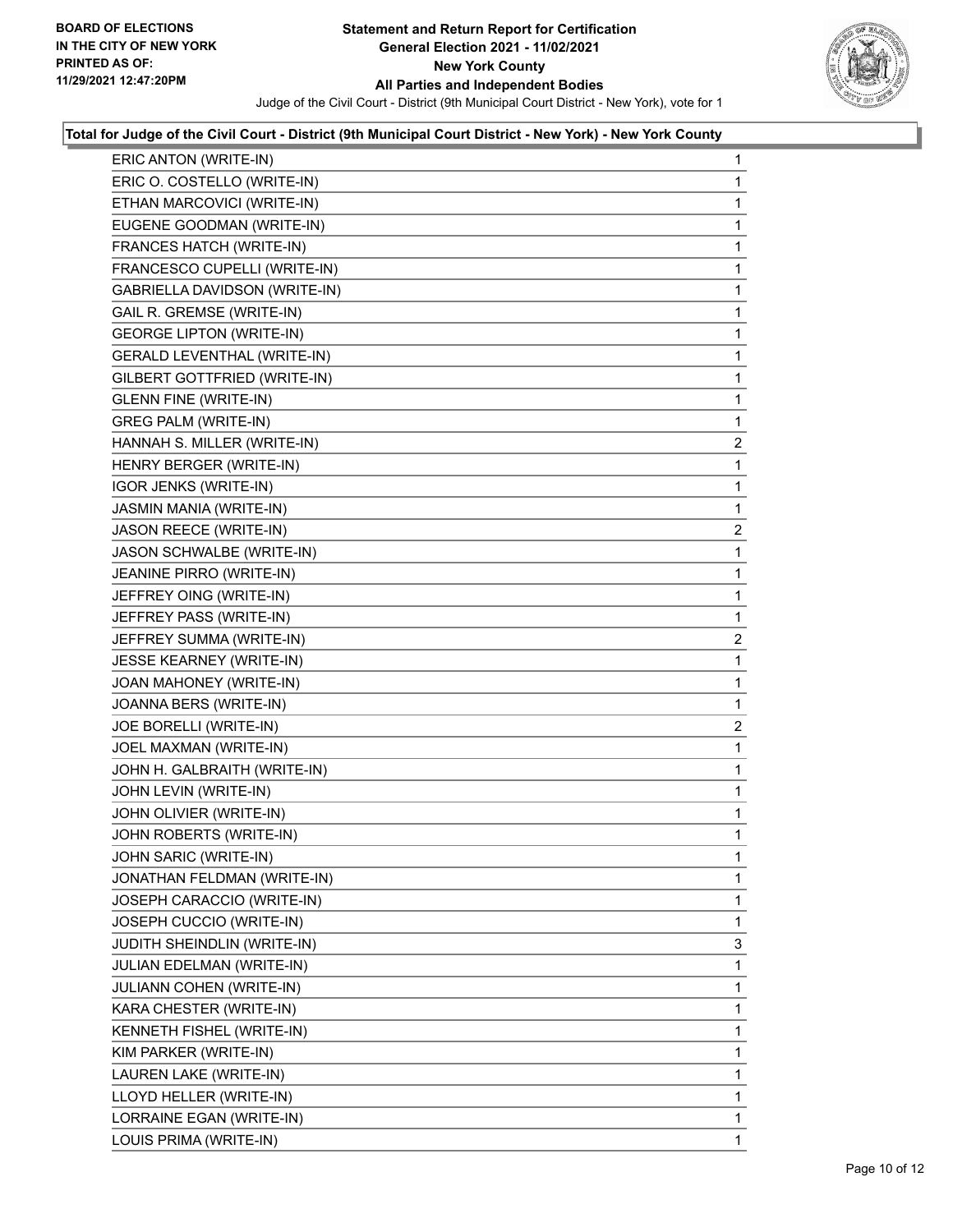**BOARD OF ELECTIONS IN THE CITY OF NEW YORK PRINTED AS OF: 11/29/2021 12:47:20PM**

# Statement and Return Report for Certification
## General Election 2021 - 11/02/2021
## New York County
## All Parties and Independent Bodies

Judge of the Civil Court - District (9th Municipal Court District - New York), vote for 1

### Total for Judge of the Civil Court - District (9th Municipal Court District - New York) - New York County

| Candidate | Votes |
|---|---|
| ERIC ANTON (WRITE-IN) | 1 |
| ERIC O. COSTELLO (WRITE-IN) | 1 |
| ETHAN MARCOVICI (WRITE-IN) | 1 |
| EUGENE GOODMAN (WRITE-IN) | 1 |
| FRANCES HATCH (WRITE-IN) | 1 |
| FRANCESCO CUPELLI (WRITE-IN) | 1 |
| GABRIELLA DAVIDSON (WRITE-IN) | 1 |
| GAIL R. GREMSE (WRITE-IN) | 1 |
| GEORGE LIPTON (WRITE-IN) | 1 |
| GERALD LEVENTHAL (WRITE-IN) | 1 |
| GILBERT GOTTFRIED (WRITE-IN) | 1 |
| GLENN FINE (WRITE-IN) | 1 |
| GREG PALM (WRITE-IN) | 1 |
| HANNAH S. MILLER (WRITE-IN) | 2 |
| HENRY BERGER (WRITE-IN) | 1 |
| IGOR JENKS (WRITE-IN) | 1 |
| JASMIN MANIA (WRITE-IN) | 1 |
| JASON REECE (WRITE-IN) | 2 |
| JASON SCHWALBE (WRITE-IN) | 1 |
| JEANINE PIRRO (WRITE-IN) | 1 |
| JEFFREY OING (WRITE-IN) | 1 |
| JEFFREY PASS (WRITE-IN) | 1 |
| JEFFREY SUMMA (WRITE-IN) | 2 |
| JESSE KEARNEY (WRITE-IN) | 1 |
| JOAN MAHONEY (WRITE-IN) | 1 |
| JOANNA BERS (WRITE-IN) | 1 |
| JOE BORELLI (WRITE-IN) | 2 |
| JOEL MAXMAN (WRITE-IN) | 1 |
| JOHN H. GALBRAITH (WRITE-IN) | 1 |
| JOHN LEVIN (WRITE-IN) | 1 |
| JOHN OLIVIER (WRITE-IN) | 1 |
| JOHN ROBERTS (WRITE-IN) | 1 |
| JOHN SARIC (WRITE-IN) | 1 |
| JONATHAN FELDMAN (WRITE-IN) | 1 |
| JOSEPH CARACCIO (WRITE-IN) | 1 |
| JOSEPH CUCCIO (WRITE-IN) | 1 |
| JUDITH SHEINDLIN (WRITE-IN) | 3 |
| JULIAN EDELMAN (WRITE-IN) | 1 |
| JULIANN COHEN (WRITE-IN) | 1 |
| KARA CHESTER (WRITE-IN) | 1 |
| KENNETH FISHEL (WRITE-IN) | 1 |
| KIM PARKER (WRITE-IN) | 1 |
| LAUREN LAKE (WRITE-IN) | 1 |
| LLOYD HELLER (WRITE-IN) | 1 |
| LORRAINE EGAN (WRITE-IN) | 1 |
| LOUIS PRIMA (WRITE-IN) | 1 |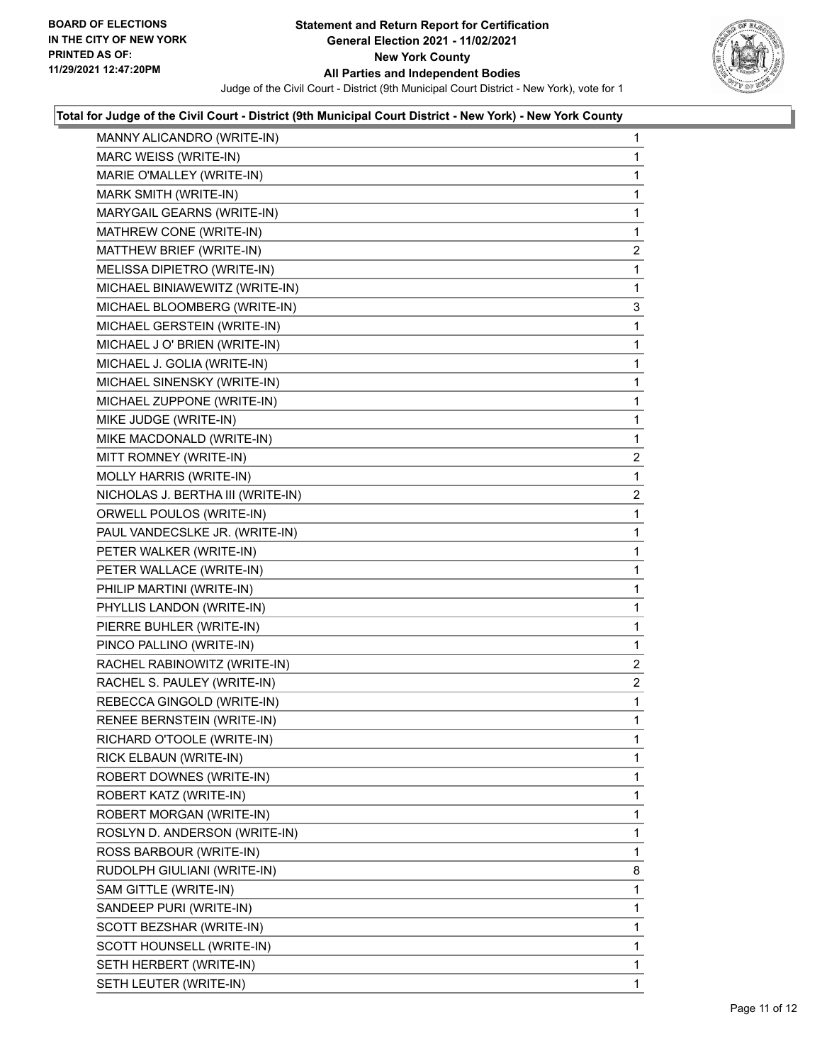**Statement and Return Report for Certification**
**General Election 2021 - 11/02/2021**
**New York County**
**All Parties and Independent Bodies**

BOARD OF ELECTIONS IN THE CITY OF NEW YORK PRINTED AS OF: 11/29/2021 12:47:20PM

Judge of the Civil Court - District (9th Municipal Court District - New York), vote for 1

### Total for Judge of the Civil Court - District (9th Municipal Court District - New York) - New York County

| | |
|---|---|
| MANNY ALICANDRO (WRITE-IN) | 1 |
| MARC WEISS (WRITE-IN) | 1 |
| MARIE O'MALLEY (WRITE-IN) | 1 |
| MARK SMITH (WRITE-IN) | 1 |
| MARYGAIL GEARNS (WRITE-IN) | 1 |
| MATHREW CONE (WRITE-IN) | 1 |
| MATTHEW BRIEF (WRITE-IN) | 2 |
| MELISSA DIPIETRO (WRITE-IN) | 1 |
| MICHAEL BINIAWEWITZ (WRITE-IN) | 1 |
| MICHAEL BLOOMBERG (WRITE-IN) | 3 |
| MICHAEL GERSTEIN (WRITE-IN) | 1 |
| MICHAEL J O' BRIEN (WRITE-IN) | 1 |
| MICHAEL J. GOLIA (WRITE-IN) | 1 |
| MICHAEL SINENSKY (WRITE-IN) | 1 |
| MICHAEL ZUPPONE (WRITE-IN) | 1 |
| MIKE JUDGE (WRITE-IN) | 1 |
| MIKE MACDONALD (WRITE-IN) | 1 |
| MITT ROMNEY (WRITE-IN) | 2 |
| MOLLY HARRIS (WRITE-IN) | 1 |
| NICHOLAS J. BERTHA III (WRITE-IN) | 2 |
| ORWELL POULOS (WRITE-IN) | 1 |
| PAUL VANDECSLKE JR. (WRITE-IN) | 1 |
| PETER WALKER (WRITE-IN) | 1 |
| PETER WALLACE (WRITE-IN) | 1 |
| PHILIP MARTINI (WRITE-IN) | 1 |
| PHYLLIS LANDON (WRITE-IN) | 1 |
| PIERRE BUHLER (WRITE-IN) | 1 |
| PINCO PALLINO (WRITE-IN) | 1 |
| RACHEL RABINOWITZ (WRITE-IN) | 2 |
| RACHEL S. PAULEY (WRITE-IN) | 2 |
| REBECCA GINGOLD (WRITE-IN) | 1 |
| RENEE BERNSTEIN (WRITE-IN) | 1 |
| RICHARD O'TOOLE (WRITE-IN) | 1 |
| RICK ELBAUN (WRITE-IN) | 1 |
| ROBERT DOWNES (WRITE-IN) | 1 |
| ROBERT KATZ (WRITE-IN) | 1 |
| ROBERT MORGAN (WRITE-IN) | 1 |
| ROSLYN D. ANDERSON (WRITE-IN) | 1 |
| ROSS BARBOUR (WRITE-IN) | 1 |
| RUDOLPH GIULIANI (WRITE-IN) | 8 |
| SAM GITTLE (WRITE-IN) | 1 |
| SANDEEP PURI (WRITE-IN) | 1 |
| SCOTT BEZSHAR (WRITE-IN) | 1 |
| SCOTT HOUNSELL (WRITE-IN) | 1 |
| SETH HERBERT (WRITE-IN) | 1 |
| SETH LEUTER (WRITE-IN) | 1 |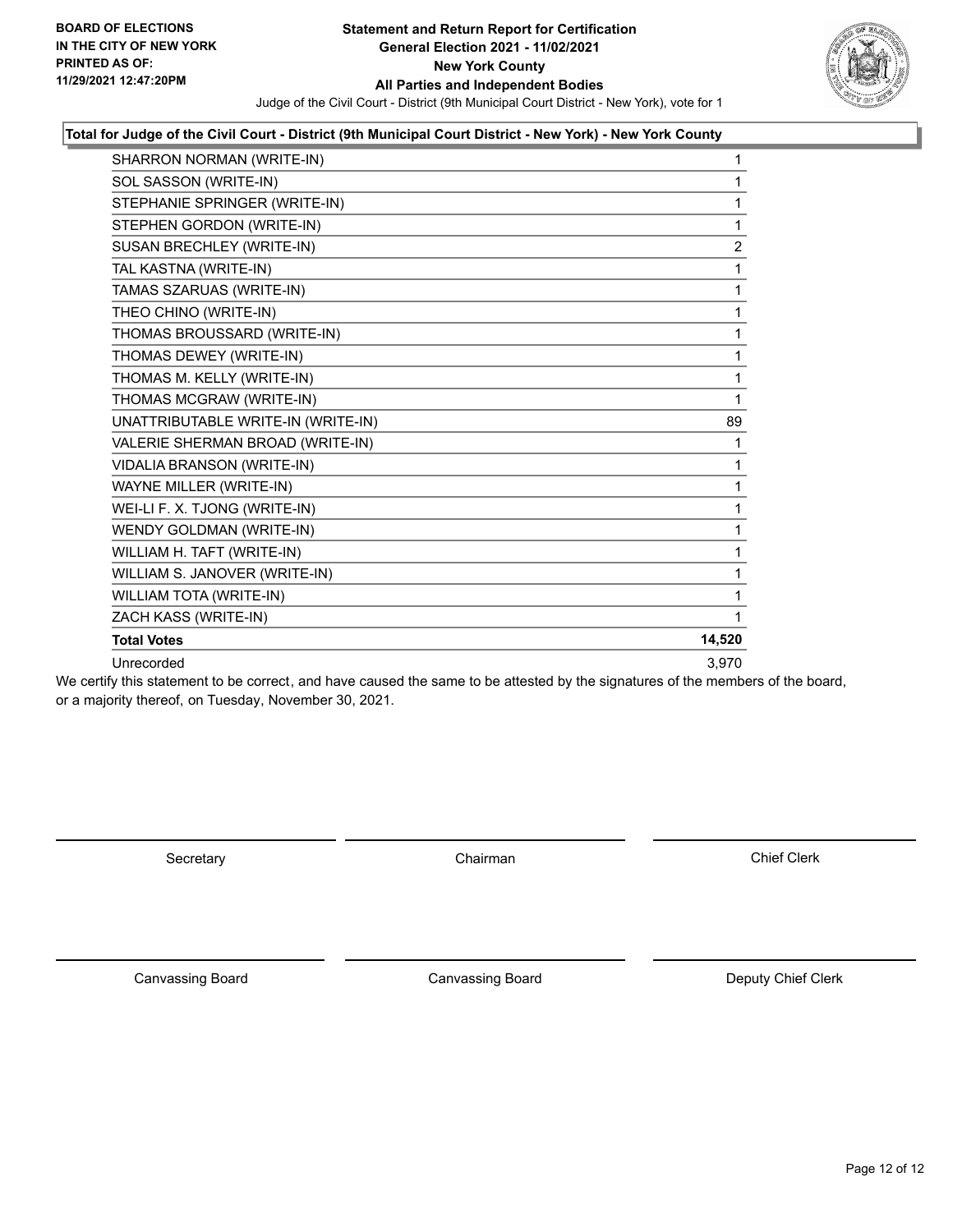**BOARD OF ELECTIONS IN THE CITY OF NEW YORK PRINTED AS OF: 11/29/2021 12:47:20PM**

**Statement and Return Report for Certification General Election 2021 - 11/02/2021 New York County All Parties and Independent Bodies**

Judge of the Civil Court - District (9th Municipal Court District - New York), vote for 1

**Total for Judge of the Civil Court - District (9th Municipal Court District - New York) - New York County**

| | |
|---|---|
| SHARRON NORMAN (WRITE-IN) | 1 |
| SOL SASSON (WRITE-IN) | 1 |
| STEPHANIE SPRINGER (WRITE-IN) | 1 |
| STEPHEN GORDON (WRITE-IN) | 1 |
| SUSAN BRECHLEY (WRITE-IN) | 2 |
| TAL KASTNA (WRITE-IN) | 1 |
| TAMAS SZARUAS (WRITE-IN) | 1 |
| THEO CHINO (WRITE-IN) | 1 |
| THOMAS BROUSSARD (WRITE-IN) | 1 |
| THOMAS DEWEY (WRITE-IN) | 1 |
| THOMAS M. KELLY (WRITE-IN) | 1 |
| THOMAS MCGRAW (WRITE-IN) | 1 |
| UNATTRIBUTABLE WRITE-IN (WRITE-IN) | 89 |
| VALERIE SHERMAN BROAD (WRITE-IN) | 1 |
| VIDALIA BRANSON (WRITE-IN) | 1 |
| WAYNE MILLER (WRITE-IN) | 1 |
| WEI-LI F. X. TJONG (WRITE-IN) | 1 |
| WENDY GOLDMAN (WRITE-IN) | 1 |
| WILLIAM H. TAFT (WRITE-IN) | 1 |
| WILLIAM S. JANOVER (WRITE-IN) | 1 |
| WILLIAM TOTA (WRITE-IN) | 1 |
| ZACH KASS (WRITE-IN) | 1 |
| **Total Votes** | **14,520** |
| Unrecorded | 3,970 |

We certify this statement to be correct, and have caused the same to be attested by the signatures of the members of the board, or a majority thereof, on Tuesday, November 30, 2021.

Secretary

Chairman

Chief Clerk

Canvassing Board

Canvassing Board

Deputy Chief Clerk